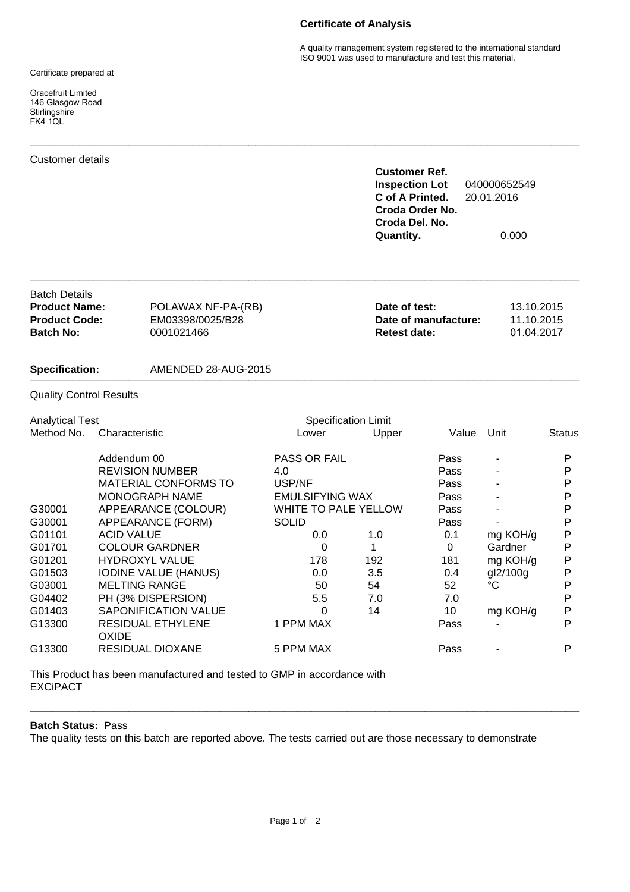# Certificate of Analysis

A quality management system registered to the international standard ISO 9001 was used to manufacture and test this material.

Certificate prepared at

Gracefruit Limited
146 Glasgow Road
Stirlingshire
FK4 1QL

---

Customer details

**Customer Ref.**
**Inspection Lot** 040000652549
**C of A Printed.** 20.01.2016
**Croda Order No.**
**Croda Del. No.**
**Quantity.** 0.000

---

Batch Details

| | | | |
|---|---|---|---|
| **Product Name:** | POLAWAX NF-PA-(RB) | **Date of test:** | 13.10.2015 |
| **Product Code:** | EM03398/0025/B28 | **Date of manufacture:** | 11.10.2015 |
| **Batch No:** | 0001021466 | **Retest date:** | 01.04.2017 |

**Specification:** AMENDED 28-AUG-2015

---

Quality Control Results

| Analytical Test Method No. | Characteristic | Specification Limit Lower | Upper | Value | Unit | Status |
|---|---|---|---|---|---|---|
| | Addendum 00 | PASS OR FAIL | | Pass | - | P |
| | REVISION NUMBER | 4.0 | | Pass | - | P |
| | MATERIAL CONFORMS TO | USP/NF | | Pass | - | P |
| | MONOGRAPH NAME | EMULSIFYING WAX | | Pass | - | P |
| G30001 | APPEARANCE (COLOUR) | WHITE TO PALE YELLOW | | Pass | - | P |
| G30001 | APPEARANCE (FORM) | SOLID | | Pass | - | P |
| G01101 | ACID VALUE | 0.0 | 1.0 | 0.1 | mg KOH/g | P |
| G01701 | COLOUR GARDNER | 0 | 1 | 0 | Gardner | P |
| G01201 | HYDROXYL VALUE | 178 | 192 | 181 | mg KOH/g | P |
| G01503 | IODINE VALUE (HANUS) | 0.0 | 3.5 | 0.4 | gI2/100g | P |
| G03001 | MELTING RANGE | 50 | 54 | 52 | °C | P |
| G04402 | PH (3% DISPERSION) | 5.5 | 7.0 | 7.0 | | P |
| G01403 | SAPONIFICATION VALUE | 0 | 14 | 10 | mg KOH/g | P |
| G13300 | RESIDUAL ETHYLENE OXIDE | 1 PPM MAX | | Pass | - | P |
| G13300 | RESIDUAL DIOXANE | 5 PPM MAX | | Pass | - | P |

This Product has been manufactured and tested to GMP in accordance with EXCiPACT

---

**Batch Status:** Pass

The quality tests on this batch are reported above. The tests carried out are those necessary to demonstrate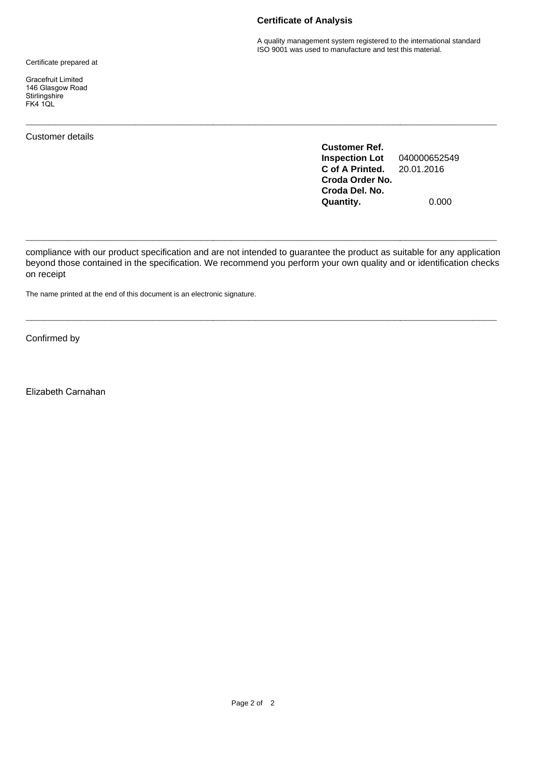**Certificate of Analysis**

A quality management system registered to the international standard ISO 9001 was used to manufacture and test this material.

Certificate prepared at

Gracefruit Limited
146 Glasgow Road
Stirlingshire
FK4 1QL

---

Customer details

| | |
|---|---|
| **Customer Ref.** | |
| **Inspection Lot** | 040000652549 |
| **C of A Printed.** | 20.01.2016 |
| **Croda Order No.** | |
| **Croda Del. No.** | |
| **Quantity.** | 0.000 |

---

compliance with our product specification and are not intended to guarantee the product as suitable for any application beyond those contained in the specification. We recommend you perform your own quality and or identification checks on receipt

The name printed at the end of this document is an electronic signature.

---

Confirmed by

Elizabeth Carnahan